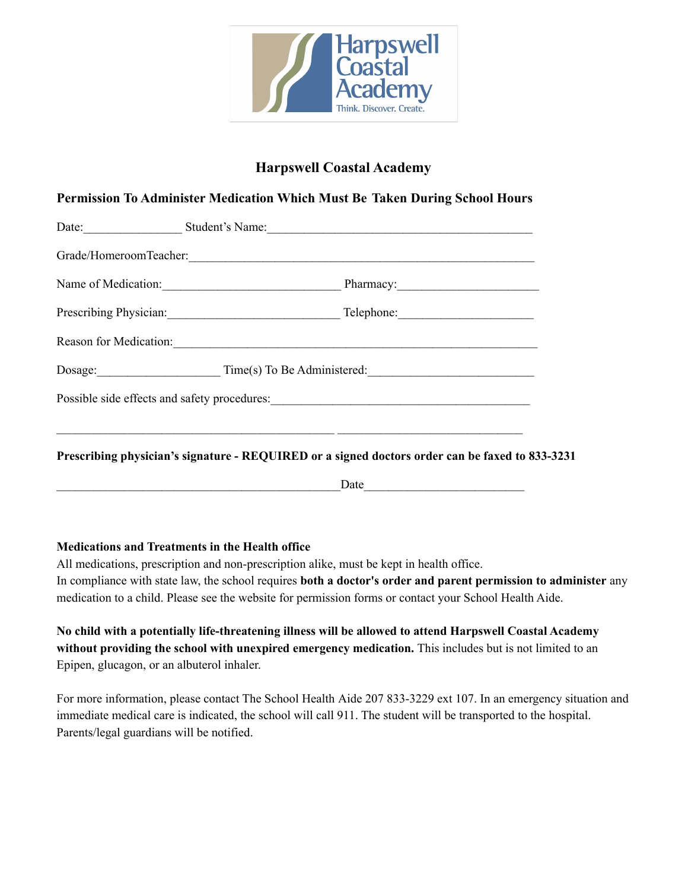# Harpswell Coastal Academy

**Permission To Administer Medication Which Must Be Taken During School Hours**

Date:_______________ Student's Name:_________________________________________

Grade/HomeroomTeacher:_____________________________________________________

Name of Medication:____________________________ Pharmacy:_____________________

Prescribing Physician:___________________________ Telephone:____________________

Reason for Medication:______________________________________________________

Dosage:___________________ Time(s) To Be Administered:_________________________

Possible side effects and safety procedures:_______________________________________

___________________________________________ _____________________________

**Prescribing physician's signature - REQUIRED or a signed doctors order can be faxed to 833-3231**

____________________________________________Date_________________________

**Medications and Treatments in the Health office**

All medications, prescription and non-prescription alike, must be kept in health office.
In compliance with state law, the school requires **both a doctor's order and parent permission to administer** any medication to a child. Please see the website for permission forms or contact your School Health Aide.

**No child with a potentially life-threatening illness will be allowed to attend Harpswell Coastal Academy without providing the school with unexpired emergency medication.** This includes but is not limited to an Epipen, glucagon, or an albuterol inhaler.

For more information, please contact The School Health Aide 207 833-3229 ext 107. In an emergency situation and immediate medical care is indicated, the school will call 911. The student will be transported to the hospital. Parents/legal guardians will be notified.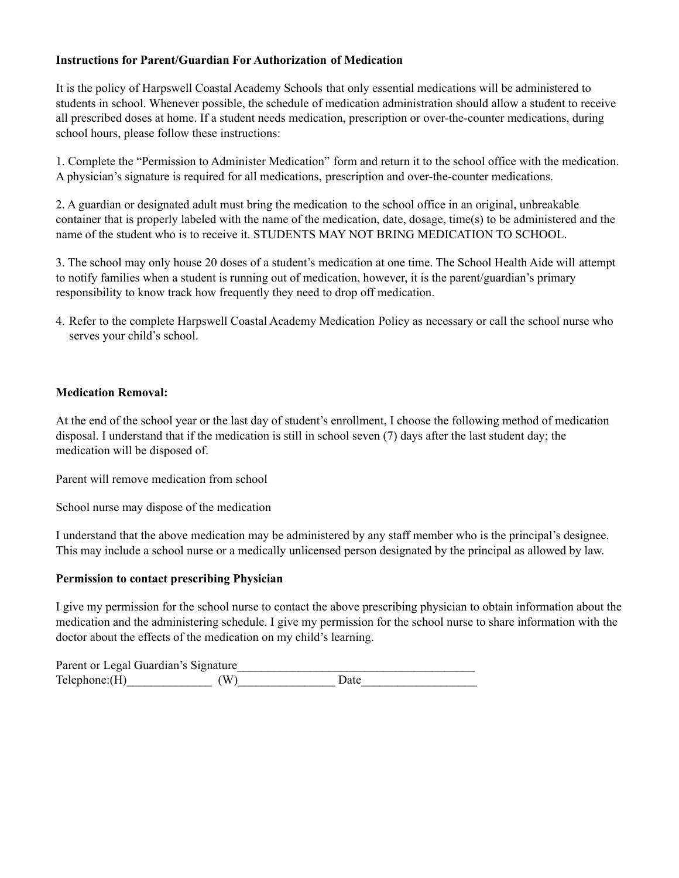**Instructions for Parent/Guardian For Authorization of Medication**

It is the policy of Harpswell Coastal Academy Schools that only essential medications will be administered to students in school. Whenever possible, the schedule of medication administration should allow a student to receive all prescribed doses at home. If a student needs medication, prescription or over-the-counter medications, during school hours, please follow these instructions:

1. Complete the "Permission to Administer Medication" form and return it to the school office with the medication. A physician's signature is required for all medications, prescription and over-the-counter medications.

2. A guardian or designated adult must bring the medication to the school office in an original, unbreakable container that is properly labeled with the name of the medication, date, dosage, time(s) to be administered and the name of the student who is to receive it. STUDENTS MAY NOT BRING MEDICATION TO SCHOOL.

3. The school may only house 20 doses of a student's medication at one time. The School Health Aide will attempt to notify families when a student is running out of medication, however, it is the parent/guardian's primary responsibility to know track how frequently they need to drop off medication.

4. Refer to the complete Harpswell Coastal Academy Medication Policy as necessary or call the school nurse who serves your child's school.

**Medication Removal:**

At the end of the school year or the last day of student's enrollment, I choose the following method of medication disposal. I understand that if the medication is still in school seven (7) days after the last student day; the medication will be disposed of.

Parent will remove medication from school

School nurse may dispose of the medication

I understand that the above medication may be administered by any staff member who is the principal's designee. This may include a school nurse or a medically unlicensed person designated by the principal as allowed by law.

**Permission to contact prescribing Physician**

I give my permission for the school nurse to contact the above prescribing physician to obtain information about the medication and the administering schedule. I give my permission for the school nurse to share information with the doctor about the effects of the medication on my child's learning.

Parent or Legal Guardian's Signature_______________________________________
Telephone:(H)______________ (W)________________ Date___________________